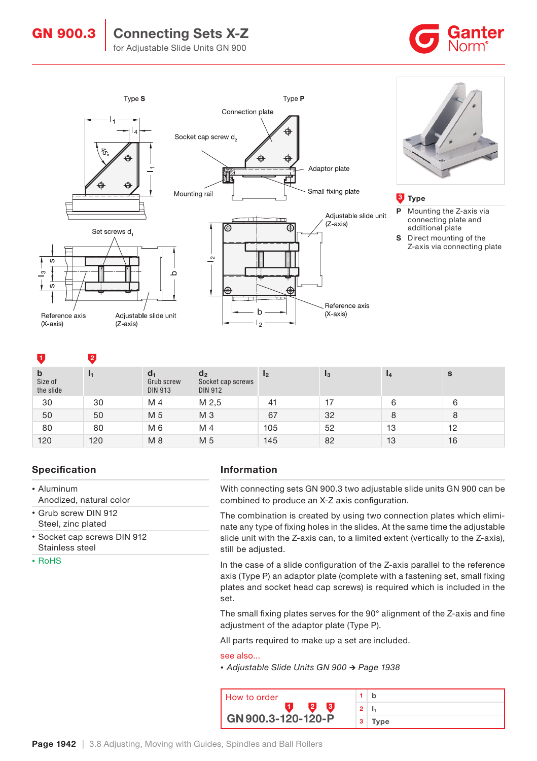# GN 900.3 Connecting Sets X-Z

for Adjustable Slide Units GN 900

Type **S**

Type **P**

Connection plate

Socket cap screw $d_2$

Adaptor plate

Mounting rail

Small fixing plate

Set screws $d_1$

Adjustable slide unit (Z-axis)

Reference axis (X-axis)

Adjustable slide unit (Z-axis)

Reference axis (X-axis)

**3 Type**

**P** Mounting the Z-axis via connecting plate and additional plate

**S** Direct mounting of the Z-axis via connecting plate

| b (1) Size of the slide | $l_1$ (2) | $d_1$ Grub screw DIN 913 | $d_2$ Socket cap screws DIN 912 | $l_2$ | $l_3$ | $l_4$ | s |
|---|---|---|---|---|---|---|---|
| 30 | 30 | M 4 | M 2,5 | 41 | 17 | 6 | 6 |
| 50 | 50 | M 5 | M 3 | 67 | 32 | 8 | 8 |
| 80 | 80 | M 6 | M 4 | 105 | 52 | 13 | 12 |
| 120 | 120 | M 8 | M 5 | 145 | 82 | 13 | 16 |

## Specification

- Aluminum
  Anodized, natural color
- Grub screw DIN 912
  Steel, zinc plated
- Socket cap screws DIN 912
  Stainless steel
- RoHS

## Information

With connecting sets GN 900.3 two adjustable slide units GN 900 can be combined to produce an X-Z axis configuration.

The combination is created by using two connection plates which eliminate any type of fixing holes in the slides. At the same time the adjustable slide unit with the Z-axis can, to a limited extent (vertically to the Z-axis), still be adjusted.

In the case of a slide configuration of the Z-axis parallel to the reference axis (Type P) an adaptor plate (complete with a fastening set, small fixing plates and socket head cap screws) is required which is included in the set.

The small fixing plates serves for the 90° alignment of the Z-axis and fine adjustment of the adaptor plate (Type P).

All parts required to make up a set are included.

see also...

- *Adjustable Slide Units GN 900 → Page 1938*

| How to order | 1 | b |
|---|---|---|
| **GN 900.3-120-120-P** | 2 | $l_1$ |
| | 3 | Type |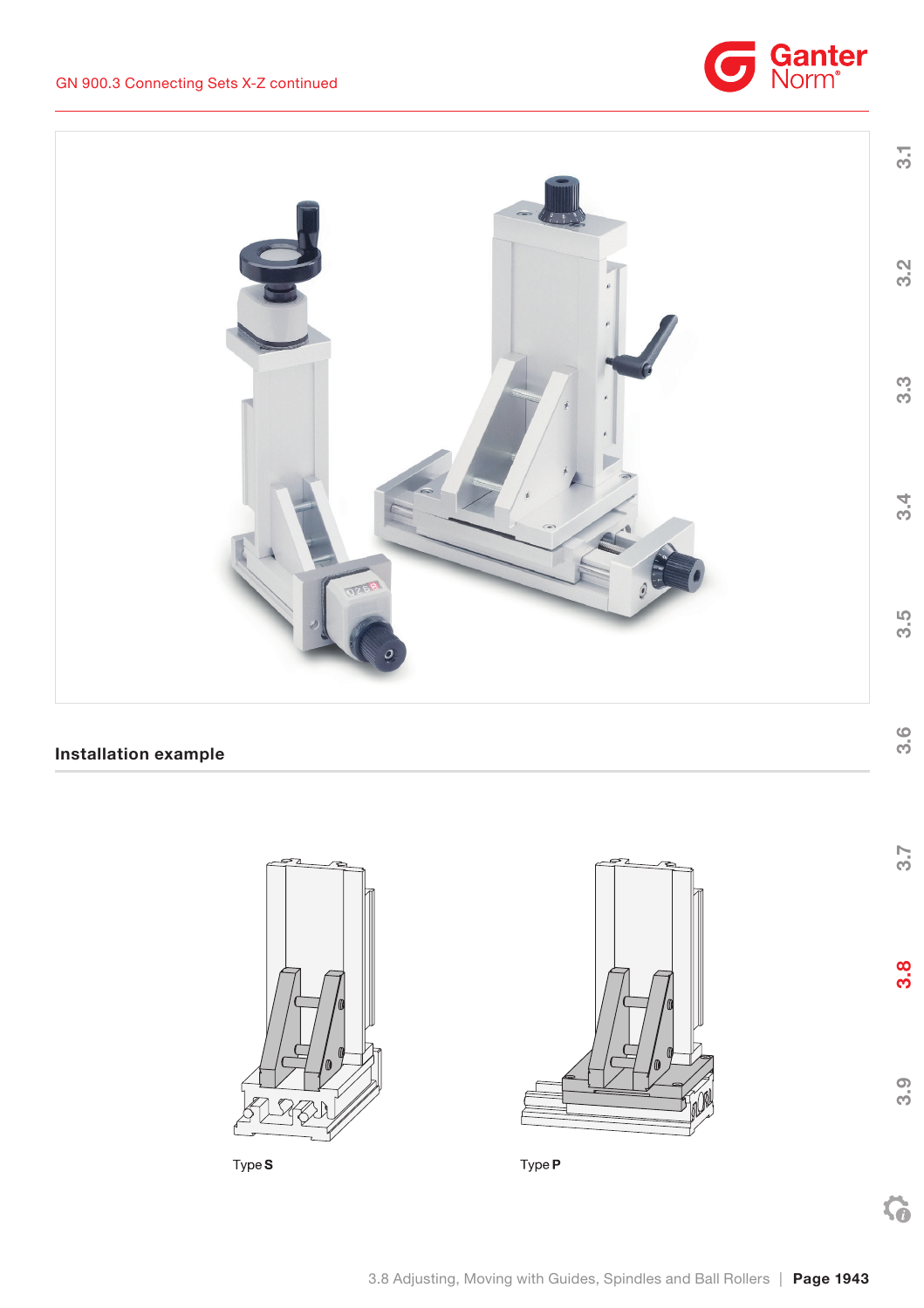## Installation example

Type **S**

Type **P**